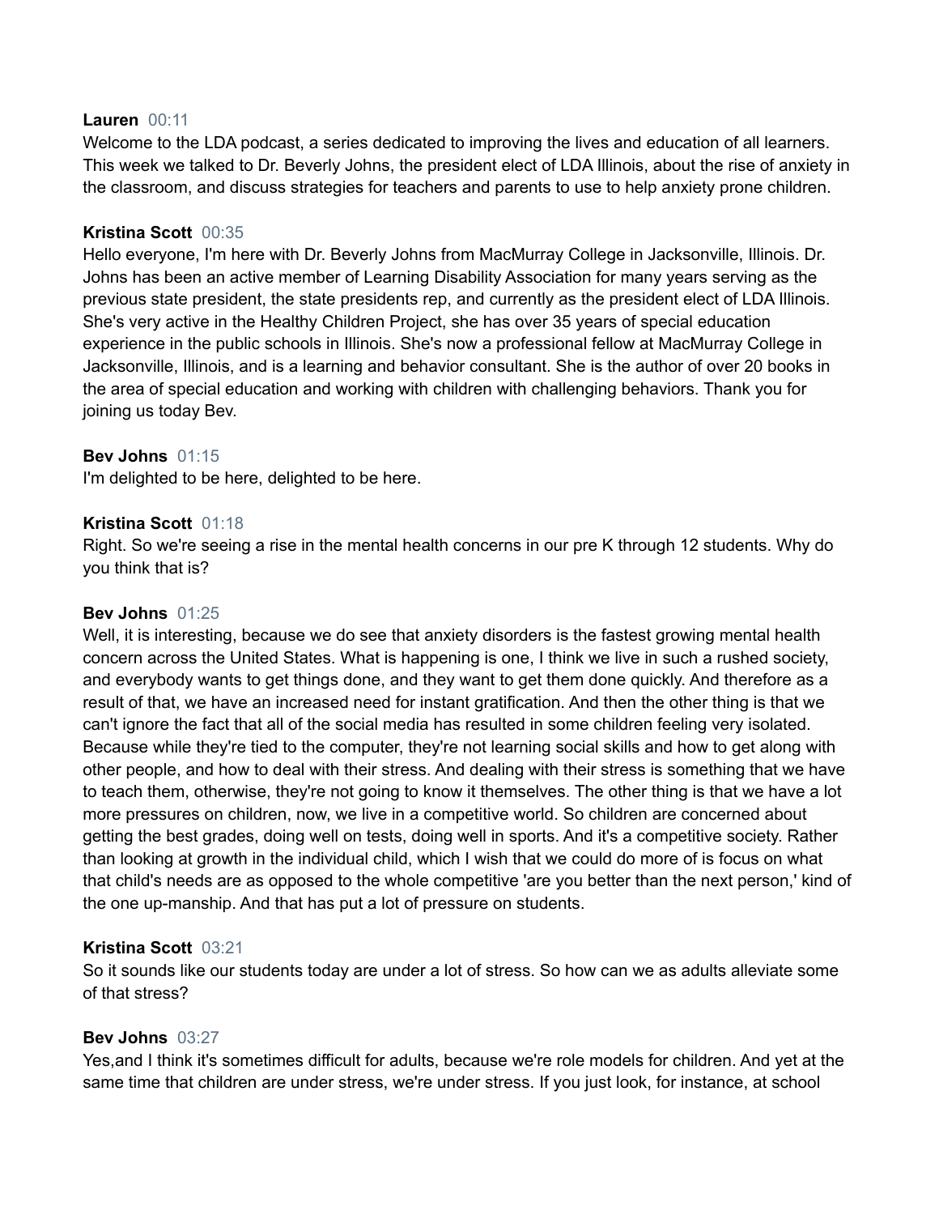**Lauren** 00:11
Welcome to the LDA podcast, a series dedicated to improving the lives and education of all learners. This week we talked to Dr. Beverly Johns, the president elect of LDA Illinois, about the rise of anxiety in the classroom, and discuss strategies for teachers and parents to use to help anxiety prone children.

**Kristina Scott** 00:35
Hello everyone, I'm here with Dr. Beverly Johns from MacMurray College in Jacksonville, Illinois. Dr. Johns has been an active member of Learning Disability Association for many years serving as the previous state president, the state presidents rep, and currently as the president elect of LDA Illinois. She's very active in the Healthy Children Project, she has over 35 years of special education experience in the public schools in Illinois. She's now a professional fellow at MacMurray College in Jacksonville, Illinois, and is a learning and behavior consultant. She is the author of over 20 books in the area of special education and working with children with challenging behaviors. Thank you for joining us today Bev.

**Bev Johns** 01:15
I'm delighted to be here, delighted to be here.

**Kristina Scott** 01:18
Right. So we're seeing a rise in the mental health concerns in our pre K through 12 students. Why do you think that is?

**Bev Johns** 01:25
Well, it is interesting, because we do see that anxiety disorders is the fastest growing mental health concern across the United States. What is happening is one, I think we live in such a rushed society, and everybody wants to get things done, and they want to get them done quickly. And therefore as a result of that, we have an increased need for instant gratification. And then the other thing is that we can't ignore the fact that all of the social media has resulted in some children feeling very isolated. Because while they're tied to the computer, they're not learning social skills and how to get along with other people, and how to deal with their stress. And dealing with their stress is something that we have to teach them, otherwise, they're not going to know it themselves. The other thing is that we have a lot more pressures on children, now, we live in a competitive world. So children are concerned about getting the best grades, doing well on tests, doing well in sports. And it's a competitive society. Rather than looking at growth in the individual child, which I wish that we could do more of is focus on what that child's needs are as opposed to the whole competitive 'are you better than the next person,' kind of the one up-manship. And that has put a lot of pressure on students.

**Kristina Scott** 03:21
So it sounds like our students today are under a lot of stress. So how can we as adults alleviate some of that stress?

**Bev Johns** 03:27
Yes,and I think it's sometimes difficult for adults, because we're role models for children. And yet at the same time that children are under stress, we're under stress. If you just look, for instance, at school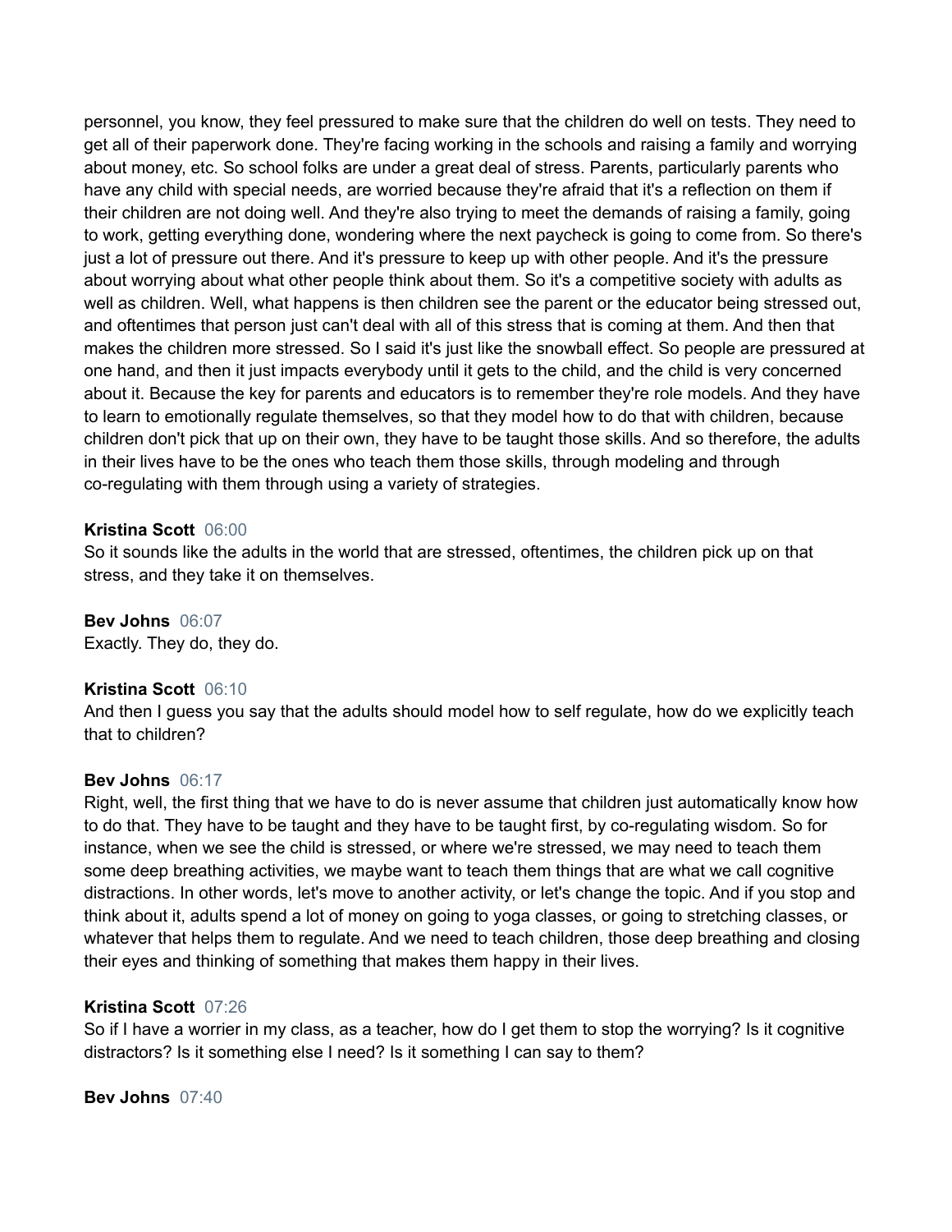personnel, you know, they feel pressured to make sure that the children do well on tests. They need to get all of their paperwork done. They're facing working in the schools and raising a family and worrying about money, etc. So school folks are under a great deal of stress. Parents, particularly parents who have any child with special needs, are worried because they're afraid that it's a reflection on them if their children are not doing well. And they're also trying to meet the demands of raising a family, going to work, getting everything done, wondering where the next paycheck is going to come from. So there's just a lot of pressure out there. And it's pressure to keep up with other people. And it's the pressure about worrying about what other people think about them. So it's a competitive society with adults as well as children. Well, what happens is then children see the parent or the educator being stressed out, and oftentimes that person just can't deal with all of this stress that is coming at them. And then that makes the children more stressed. So I said it's just like the snowball effect. So people are pressured at one hand, and then it just impacts everybody until it gets to the child, and the child is very concerned about it. Because the key for parents and educators is to remember they're role models. And they have to learn to emotionally regulate themselves, so that they model how to do that with children, because children don't pick that up on their own, they have to be taught those skills. And so therefore, the adults in their lives have to be the ones who teach them those skills, through modeling and through co-regulating with them through using a variety of strategies.

**Kristina Scott** 06:00
So it sounds like the adults in the world that are stressed, oftentimes, the children pick up on that stress, and they take it on themselves.

**Bev Johns** 06:07
Exactly. They do, they do.

**Kristina Scott** 06:10
And then I guess you say that the adults should model how to self regulate, how do we explicitly teach that to children?

**Bev Johns** 06:17
Right, well, the first thing that we have to do is never assume that children just automatically know how to do that. They have to be taught and they have to be taught first, by co-regulating wisdom. So for instance, when we see the child is stressed, or where we're stressed, we may need to teach them some deep breathing activities, we maybe want to teach them things that are what we call cognitive distractions. In other words, let's move to another activity, or let's change the topic. And if you stop and think about it, adults spend a lot of money on going to yoga classes, or going to stretching classes, or whatever that helps them to regulate. And we need to teach children, those deep breathing and closing their eyes and thinking of something that makes them happy in their lives.

**Kristina Scott** 07:26
So if I have a worrier in my class, as a teacher, how do I get them to stop the worrying? Is it cognitive distractors? Is it something else I need? Is it something I can say to them?

**Bev Johns** 07:40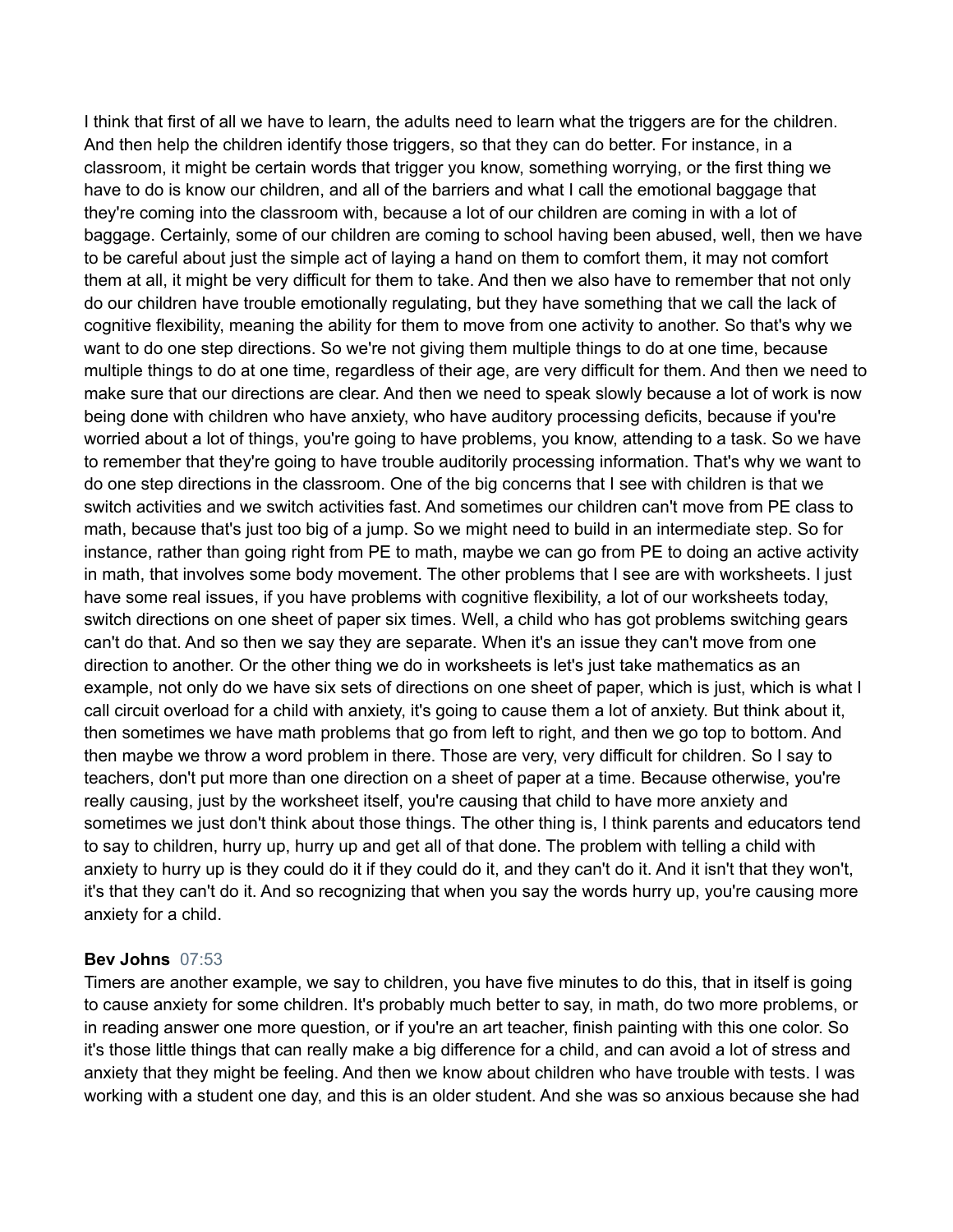I think that first of all we have to learn, the adults need to learn what the triggers are for the children. And then help the children identify those triggers, so that they can do better. For instance, in a classroom, it might be certain words that trigger you know, something worrying, or the first thing we have to do is know our children, and all of the barriers and what I call the emotional baggage that they're coming into the classroom with, because a lot of our children are coming in with a lot of baggage. Certainly, some of our children are coming to school having been abused, well, then we have to be careful about just the simple act of laying a hand on them to comfort them, it may not comfort them at all, it might be very difficult for them to take. And then we also have to remember that not only do our children have trouble emotionally regulating, but they have something that we call the lack of cognitive flexibility, meaning the ability for them to move from one activity to another. So that's why we want to do one step directions. So we're not giving them multiple things to do at one time, because multiple things to do at one time, regardless of their age, are very difficult for them. And then we need to make sure that our directions are clear. And then we need to speak slowly because a lot of work is now being done with children who have anxiety, who have auditory processing deficits, because if you're worried about a lot of things, you're going to have problems, you know, attending to a task. So we have to remember that they're going to have trouble auditorily processing information. That's why we want to do one step directions in the classroom. One of the big concerns that I see with children is that we switch activities and we switch activities fast. And sometimes our children can't move from PE class to math, because that's just too big of a jump. So we might need to build in an intermediate step. So for instance, rather than going right from PE to math, maybe we can go from PE to doing an active activity in math, that involves some body movement. The other problems that I see are with worksheets. I just have some real issues, if you have problems with cognitive flexibility, a lot of our worksheets today, switch directions on one sheet of paper six times. Well, a child who has got problems switching gears can't do that. And so then we say they are separate. When it's an issue they can't move from one direction to another. Or the other thing we do in worksheets is let's just take mathematics as an example, not only do we have six sets of directions on one sheet of paper, which is just, which is what I call circuit overload for a child with anxiety, it's going to cause them a lot of anxiety. But think about it, then sometimes we have math problems that go from left to right, and then we go top to bottom. And then maybe we throw a word problem in there. Those are very, very difficult for children. So I say to teachers, don't put more than one direction on a sheet of paper at a time. Because otherwise, you're really causing, just by the worksheet itself, you're causing that child to have more anxiety and sometimes we just don't think about those things. The other thing is, I think parents and educators tend to say to children, hurry up, hurry up and get all of that done. The problem with telling a child with anxiety to hurry up is they could do it if they could do it, and they can't do it. And it isn't that they won't, it's that they can't do it. And so recognizing that when you say the words hurry up, you're causing more anxiety for a child.

**Bev Johns** 07:53

Timers are another example, we say to children, you have five minutes to do this, that in itself is going to cause anxiety for some children. It's probably much better to say, in math, do two more problems, or in reading answer one more question, or if you're an art teacher, finish painting with this one color. So it's those little things that can really make a big difference for a child, and can avoid a lot of stress and anxiety that they might be feeling. And then we know about children who have trouble with tests. I was working with a student one day, and this is an older student. And she was so anxious because she had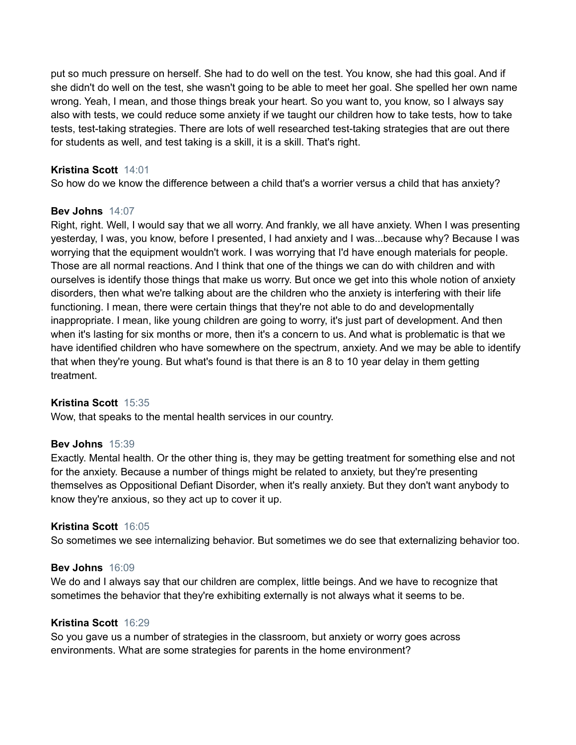put so much pressure on herself. She had to do well on the test. You know, she had this goal. And if she didn't do well on the test, she wasn't going to be able to meet her goal. She spelled her own name wrong. Yeah, I mean, and those things break your heart. So you want to, you know, so I always say also with tests, we could reduce some anxiety if we taught our children how to take tests, how to take tests, test-taking strategies. There are lots of well researched test-taking strategies that are out there for students as well, and test taking is a skill, it is a skill. That's right.

**Kristina Scott** 14:01
So how do we know the difference between a child that's a worrier versus a child that has anxiety?

**Bev Johns** 14:07
Right, right. Well, I would say that we all worry. And frankly, we all have anxiety. When I was presenting yesterday, I was, you know, before I presented, I had anxiety and I was...because why? Because I was worrying that the equipment wouldn't work. I was worrying that I'd have enough materials for people. Those are all normal reactions. And I think that one of the things we can do with children and with ourselves is identify those things that make us worry. But once we get into this whole notion of anxiety disorders, then what we're talking about are the children who the anxiety is interfering with their life functioning. I mean, there were certain things that they're not able to do and developmentally inappropriate. I mean, like young children are going to worry, it's just part of development. And then when it's lasting for six months or more, then it's a concern to us. And what is problematic is that we have identified children who have somewhere on the spectrum, anxiety. And we may be able to identify that when they're young. But what's found is that there is an 8 to 10 year delay in them getting treatment.

**Kristina Scott** 15:35
Wow, that speaks to the mental health services in our country.

**Bev Johns** 15:39
Exactly. Mental health. Or the other thing is, they may be getting treatment for something else and not for the anxiety. Because a number of things might be related to anxiety, but they're presenting themselves as Oppositional Defiant Disorder, when it's really anxiety. But they don't want anybody to know they're anxious, so they act up to cover it up.

**Kristina Scott** 16:05
So sometimes we see internalizing behavior. But sometimes we do see that externalizing behavior too.

**Bev Johns** 16:09
We do and I always say that our children are complex, little beings. And we have to recognize that sometimes the behavior that they're exhibiting externally is not always what it seems to be.

**Kristina Scott** 16:29
So you gave us a number of strategies in the classroom, but anxiety or worry goes across environments. What are some strategies for parents in the home environment?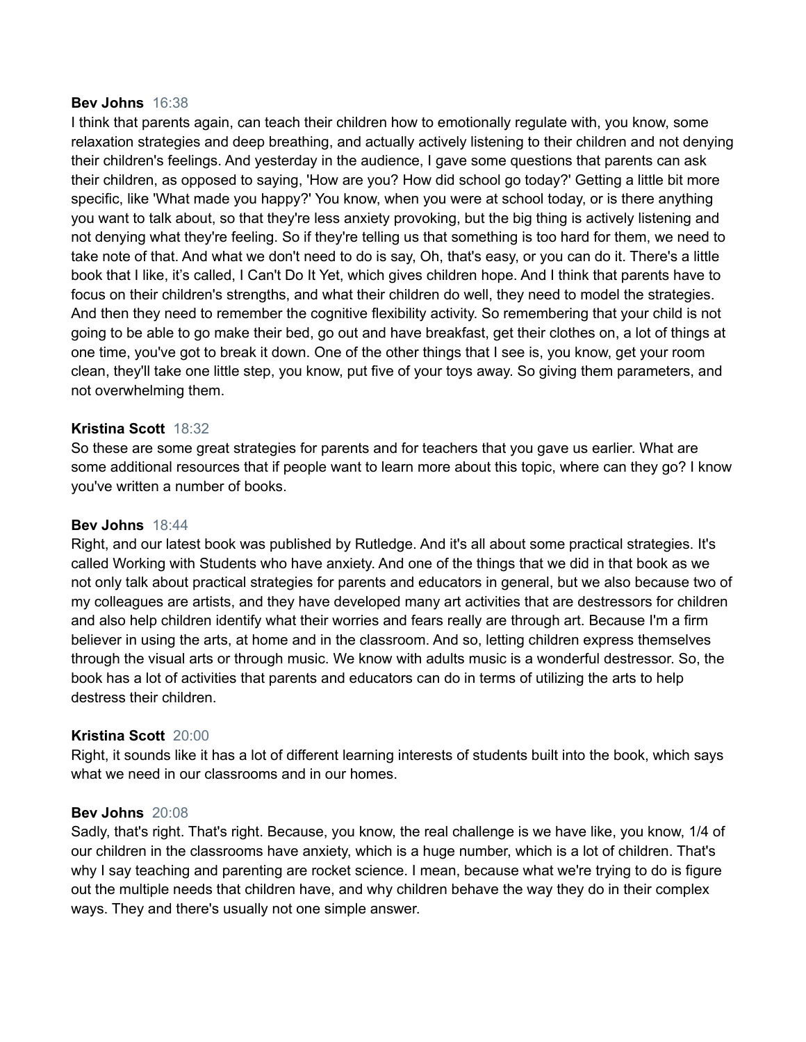**Bev Johns** 16:38
I think that parents again, can teach their children how to emotionally regulate with, you know, some relaxation strategies and deep breathing, and actually actively listening to their children and not denying their children's feelings. And yesterday in the audience, I gave some questions that parents can ask their children, as opposed to saying, 'How are you? How did school go today?' Getting a little bit more specific, like 'What made you happy?' You know, when you were at school today, or is there anything you want to talk about, so that they're less anxiety provoking, but the big thing is actively listening and not denying what they're feeling. So if they're telling us that something is too hard for them, we need to take note of that. And what we don't need to do is say, Oh, that's easy, or you can do it. There's a little book that I like, it’s called, I Can't Do It Yet, which gives children hope. And I think that parents have to focus on their children's strengths, and what their children do well, they need to model the strategies. And then they need to remember the cognitive flexibility activity. So remembering that your child is not going to be able to go make their bed, go out and have breakfast, get their clothes on, a lot of things at one time, you've got to break it down. One of the other things that I see is, you know, get your room clean, they'll take one little step, you know, put five of your toys away. So giving them parameters, and not overwhelming them.

**Kristina Scott** 18:32
So these are some great strategies for parents and for teachers that you gave us earlier. What are some additional resources that if people want to learn more about this topic, where can they go? I know you've written a number of books.

**Bev Johns** 18:44
Right, and our latest book was published by Rutledge. And it's all about some practical strategies. It's called Working with Students who have anxiety. And one of the things that we did in that book as we not only talk about practical strategies for parents and educators in general, but we also because two of my colleagues are artists, and they have developed many art activities that are destressors for children and also help children identify what their worries and fears really are through art. Because I'm a firm believer in using the arts, at home and in the classroom. And so, letting children express themselves through the visual arts or through music. We know with adults music is a wonderful destressor. So, the book has a lot of activities that parents and educators can do in terms of utilizing the arts to help destress their children.

**Kristina Scott** 20:00
Right, it sounds like it has a lot of different learning interests of students built into the book, which says what we need in our classrooms and in our homes.

**Bev Johns** 20:08
Sadly, that's right. That's right. Because, you know, the real challenge is we have like, you know, 1/4 of our children in the classrooms have anxiety, which is a huge number, which is a lot of children. That's why I say teaching and parenting are rocket science. I mean, because what we're trying to do is figure out the multiple needs that children have, and why children behave the way they do in their complex ways. They and there's usually not one simple answer.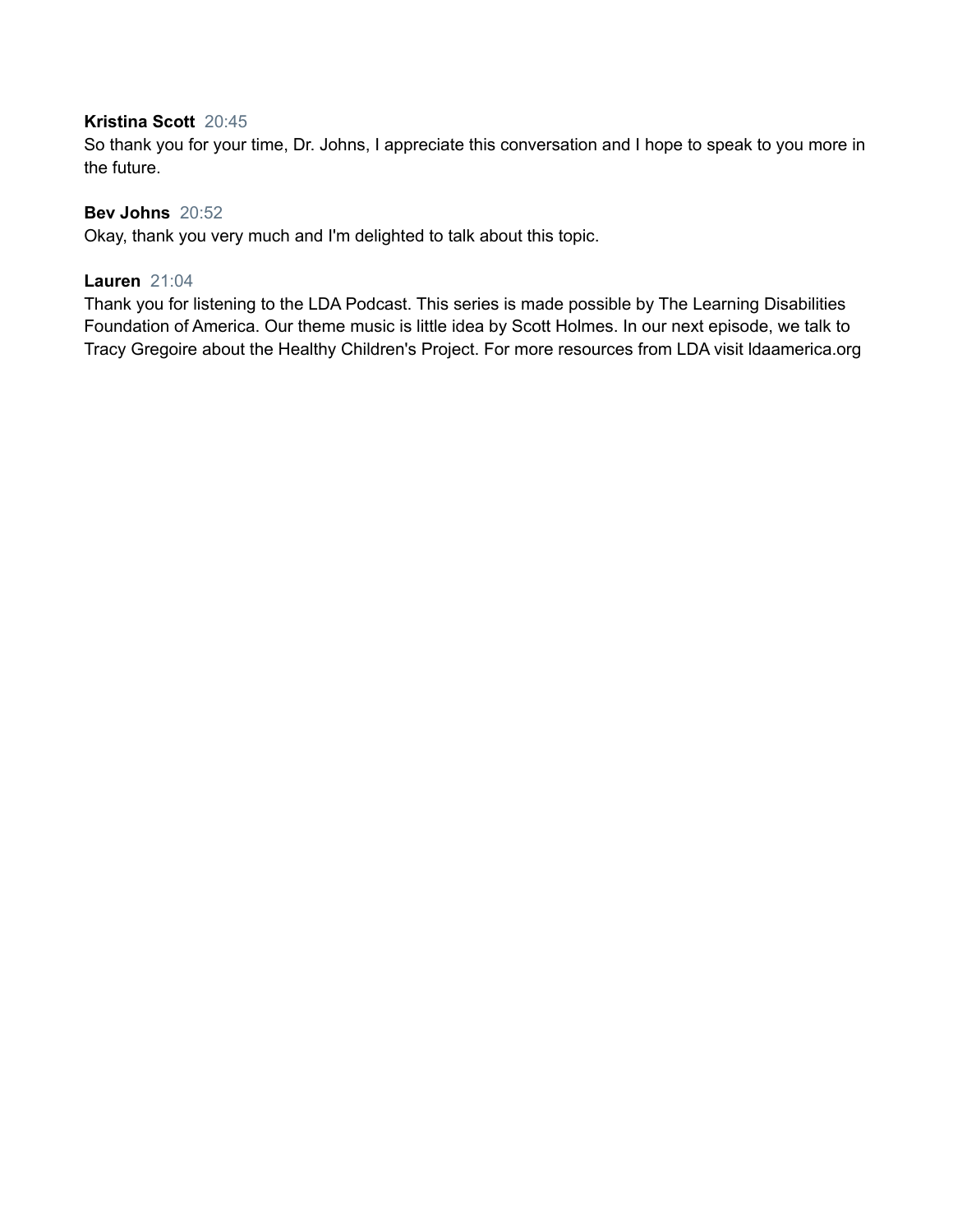**Kristina Scott** 20:45
So thank you for your time, Dr. Johns, I appreciate this conversation and I hope to speak to you more in the future.

**Bev Johns** 20:52
Okay, thank you very much and I'm delighted to talk about this topic.

**Lauren** 21:04
Thank you for listening to the LDA Podcast. This series is made possible by The Learning Disabilities Foundation of America. Our theme music is little idea by Scott Holmes. In our next episode, we talk to Tracy Gregoire about the Healthy Children's Project. For more resources from LDA visit ldaamerica.org